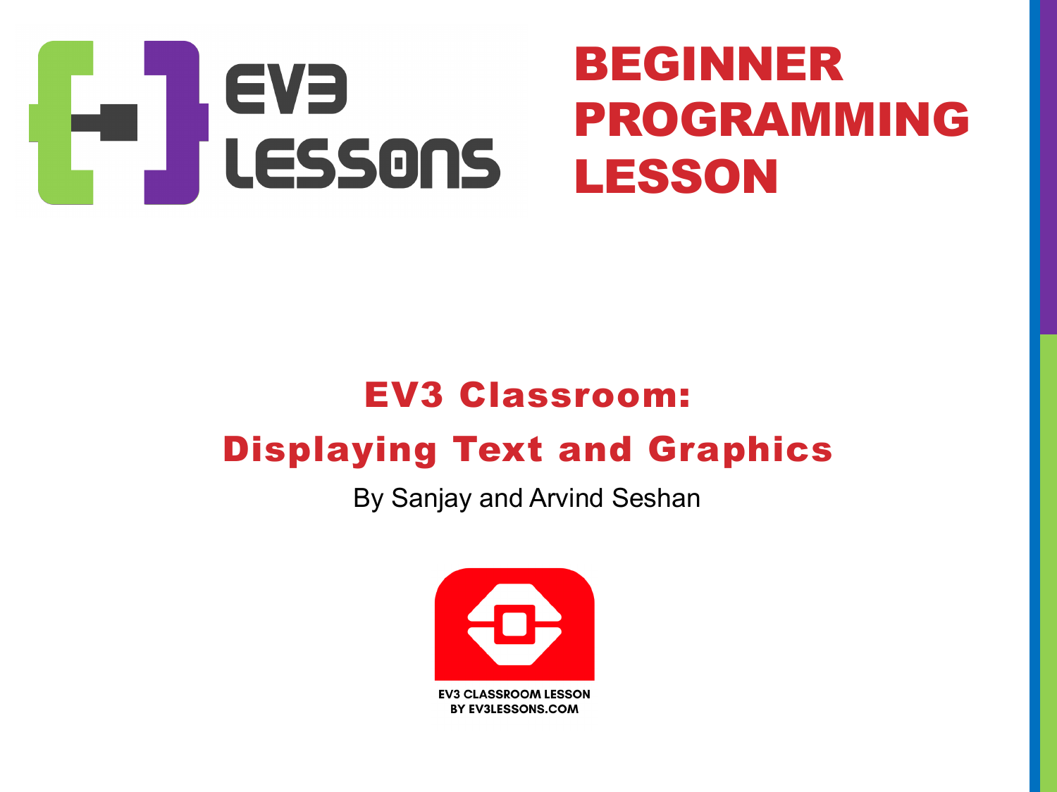# BEGINNER PROGRAMMING LESSON

## EV3 Classroom: Displaying Text and Graphics

By Sanjay and Arvind Seshan

EV3 CLASSROOM LESSON
BY EV3LESSONS.COM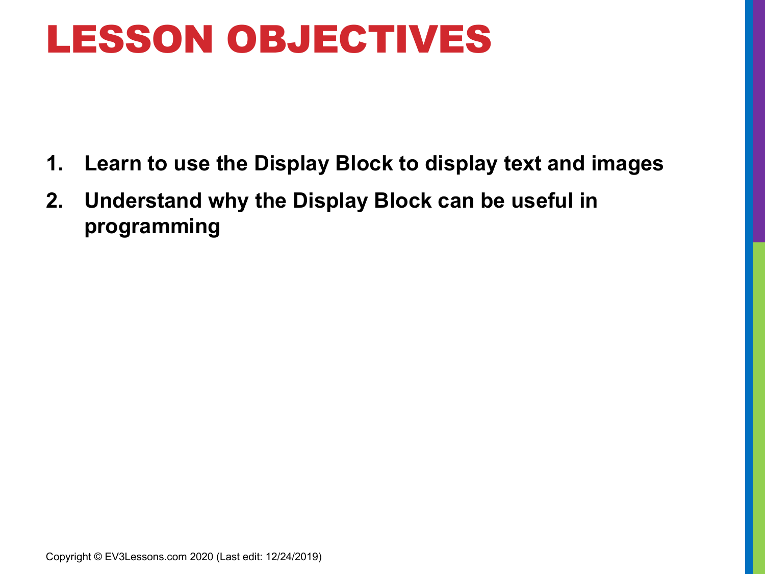# LESSON OBJECTIVES

1. **Learn to use the Display Block to display text and images**
2. **Understand why the Display Block can be useful in programming**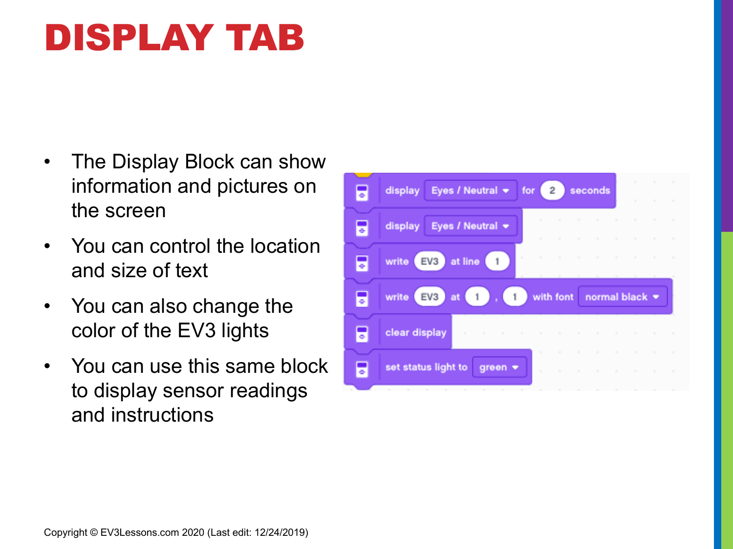# DISPLAY TAB

- The Display Block can show information and pictures on the screen
- You can control the location and size of text
- You can also change the color of the EV3 lights
- You can use this same block to display sensor readings and instructions

```
display [Eyes / Neutral ▾] for (2) seconds
display [Eyes / Neutral ▾]
write (EV3) at line (1)
write (EV3) at (1) , (1) with font [normal black ▾]
clear display
set status light to [green ▾]
```

Copyright © EV3Lessons.com 2020 (Last edit: 12/24/2019)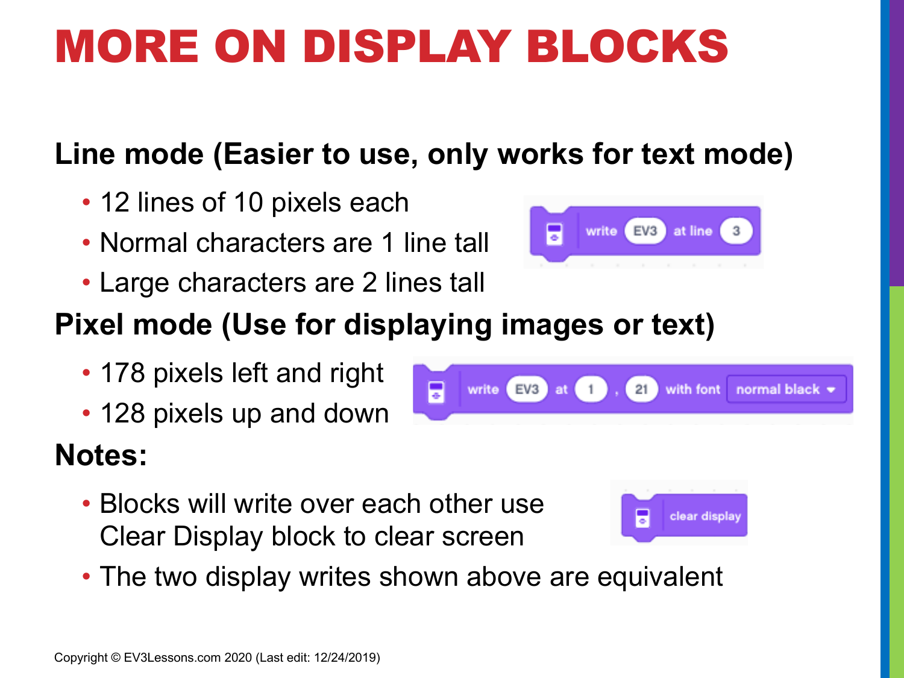# MORE ON DISPLAY BLOCKS

**Line mode (Easier to use, only works for text mode)**

- 12 lines of 10 pixels each
- Normal characters are 1 line tall
- Large characters are 2 lines tall

write EV3 at line 3

**Pixel mode (Use for displaying images or text)**

- 178 pixels left and right
- 128 pixels up and down

write EV3 at 1 , 21 with font normal black

**Notes:**

- Blocks will write over each other use Clear Display block to clear screen
- The two display writes shown above are equivalent

clear display

Copyright © EV3Lessons.com 2020 (Last edit: 12/24/2019)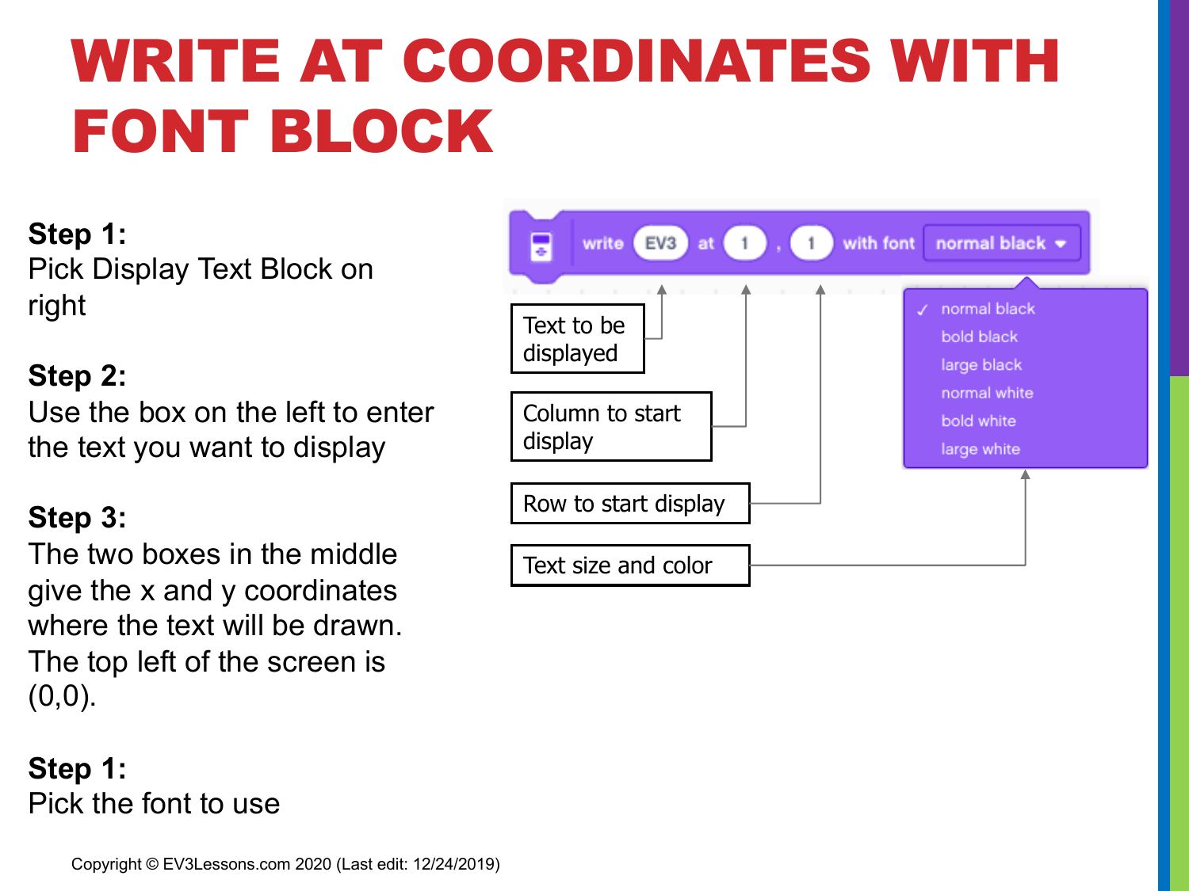# WRITE AT COORDINATES WITH FONT BLOCK

**Step 1:**
Pick Display Text Block on right

**Step 2:**
Use the box on the left to enter the text you want to display

**Step 3:**
The two boxes in the middle give the x and y coordinates where the text will be drawn. The top left of the screen is (0,0).

**Step 1:**
Pick the font to use

write EV3 at 1 , 1 with font normal black

- normal black
- bold black
- large black
- normal white
- bold white
- large white

Text to be displayed

Column to start display

Row to start display

Text size and color

Copyright © EV3Lessons.com 2020 (Last edit: 12/24/2019)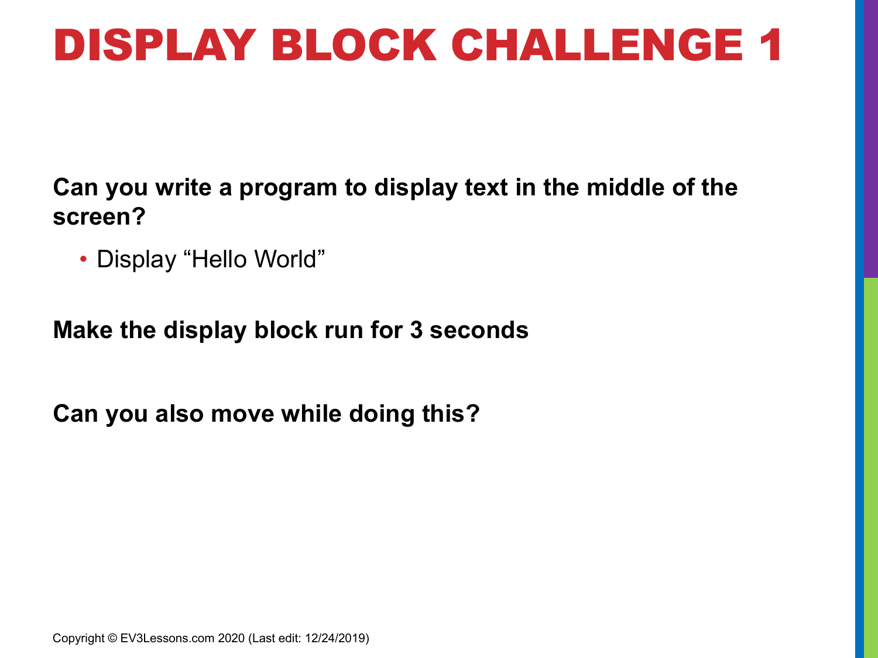# DISPLAY BLOCK CHALLENGE 1

**Can you write a program to display text in the middle of the screen?**

- Display “Hello World”

**Make the display block run for 3 seconds**

**Can you also move while doing this?**

Copyright © EV3Lessons.com 2020 (Last edit: 12/24/2019)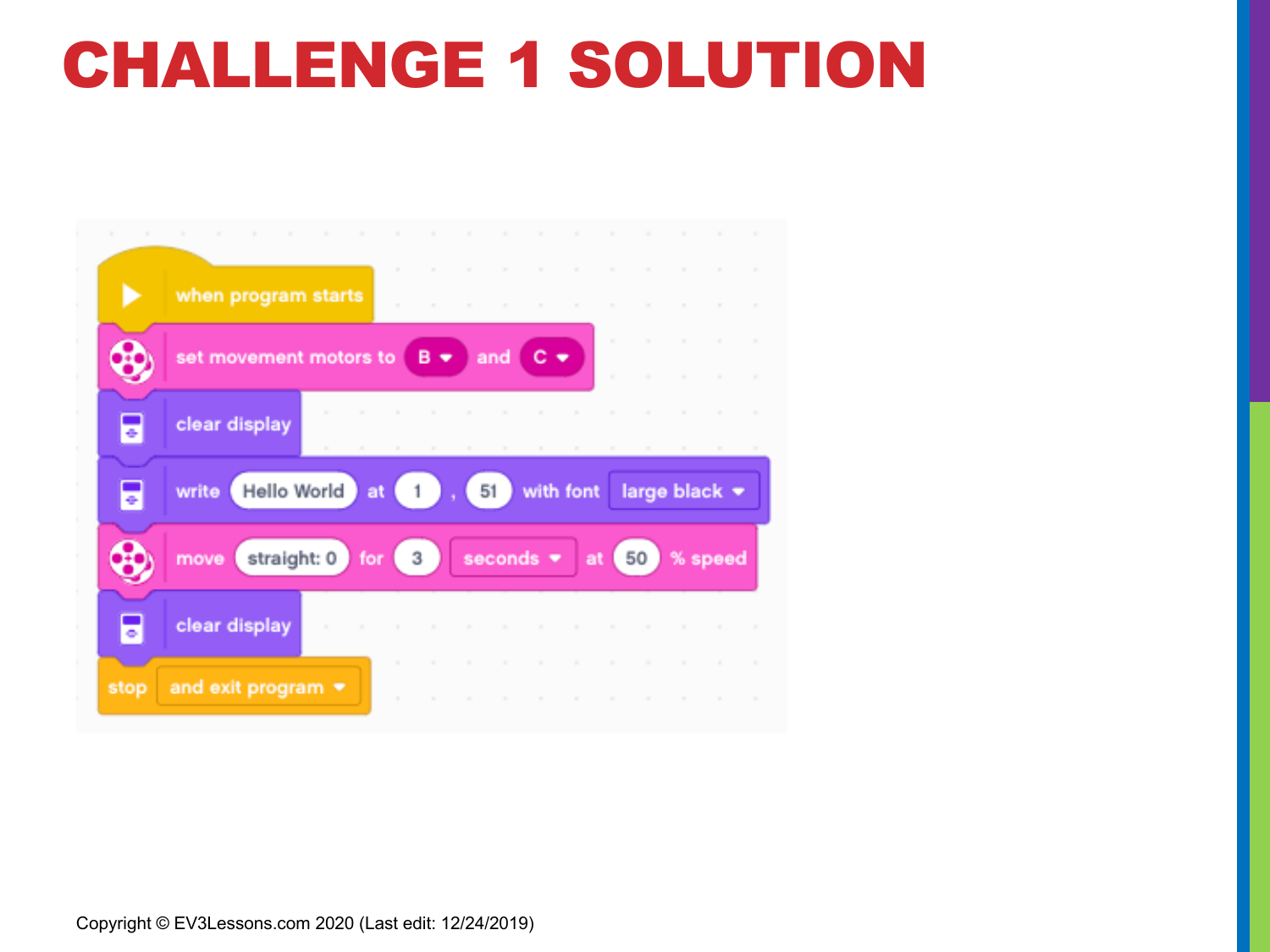# CHALLENGE 1 SOLUTION

```
when program starts
set movement motors to B and C
clear display
write Hello World at 1 , 51 with font large black
move straight: 0 for 3 seconds at 50 % speed
clear display
stop and exit program
```

Copyright © EV3Lessons.com 2020 (Last edit: 12/24/2019)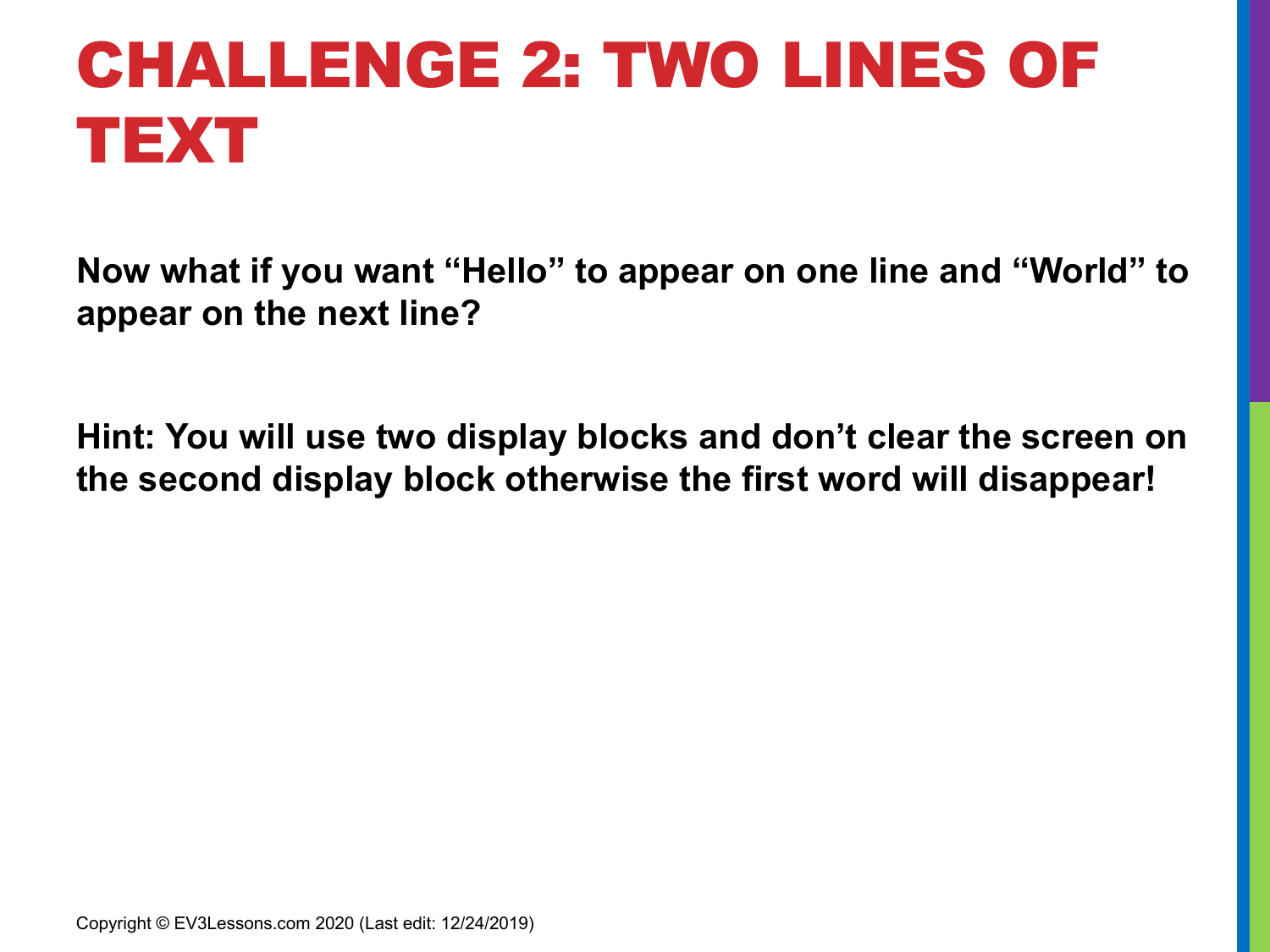# CHALLENGE 2: TWO LINES OF TEXT

**Now what if you want "Hello" to appear on one line and "World" to appear on the next line?**

**Hint: You will use two display blocks and don't clear the screen on the second display block otherwise the first word will disappear!**

Copyright © EV3Lessons.com 2020 (Last edit: 12/24/2019)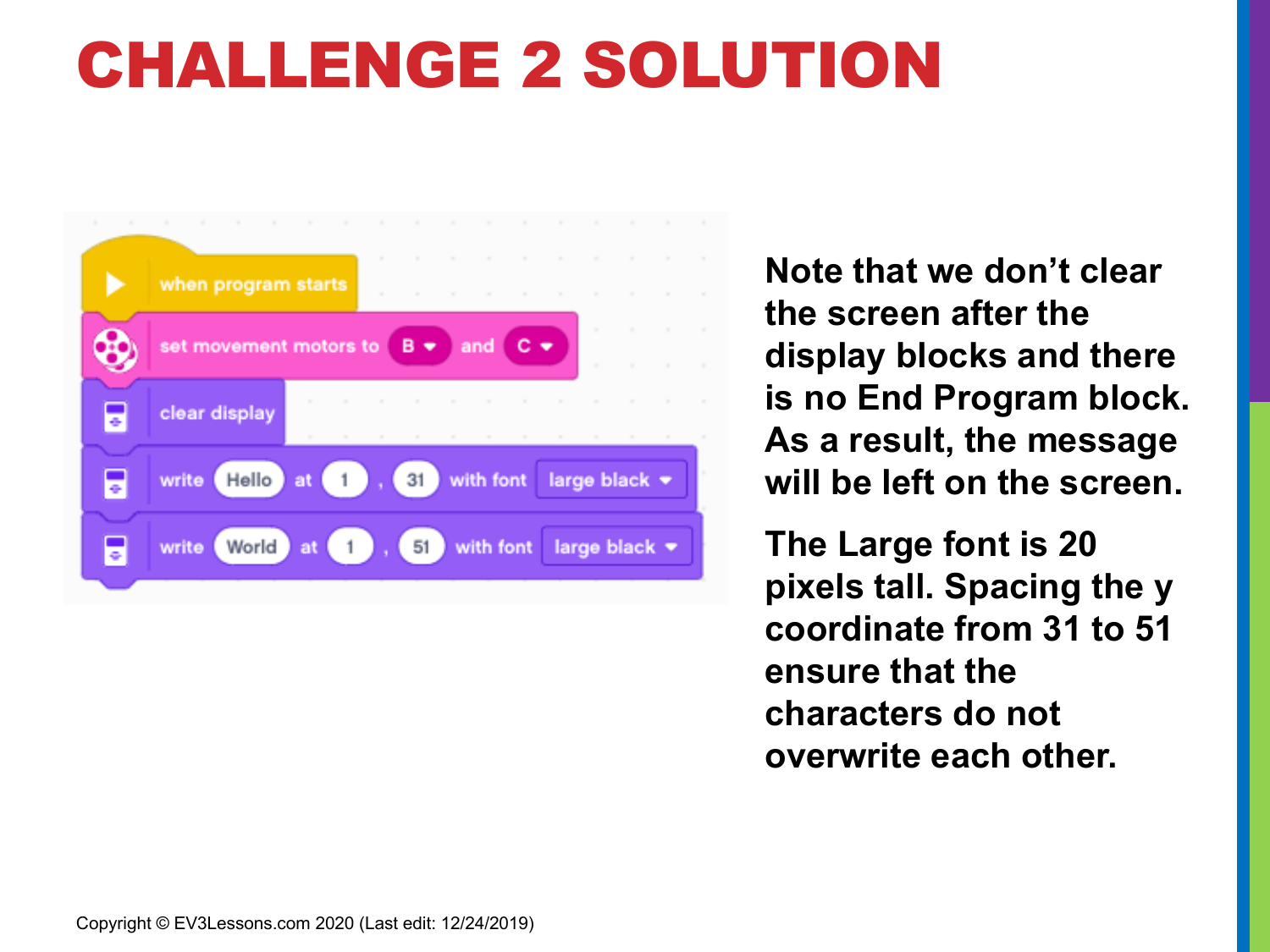# CHALLENGE 2 SOLUTION

```
when program starts
set movement motors to B and C
clear display
write Hello at 1 , 31 with font large black
write World at 1 , 51 with font large black
```

**Note that we don't clear the screen after the display blocks and there is no End Program block. As a result, the message will be left on the screen.**

**The Large font is 20 pixels tall. Spacing the y coordinate from 31 to 51 ensure that the characters do not overwrite each other.**

Copyright © EV3Lessons.com 2020 (Last edit: 12/24/2019)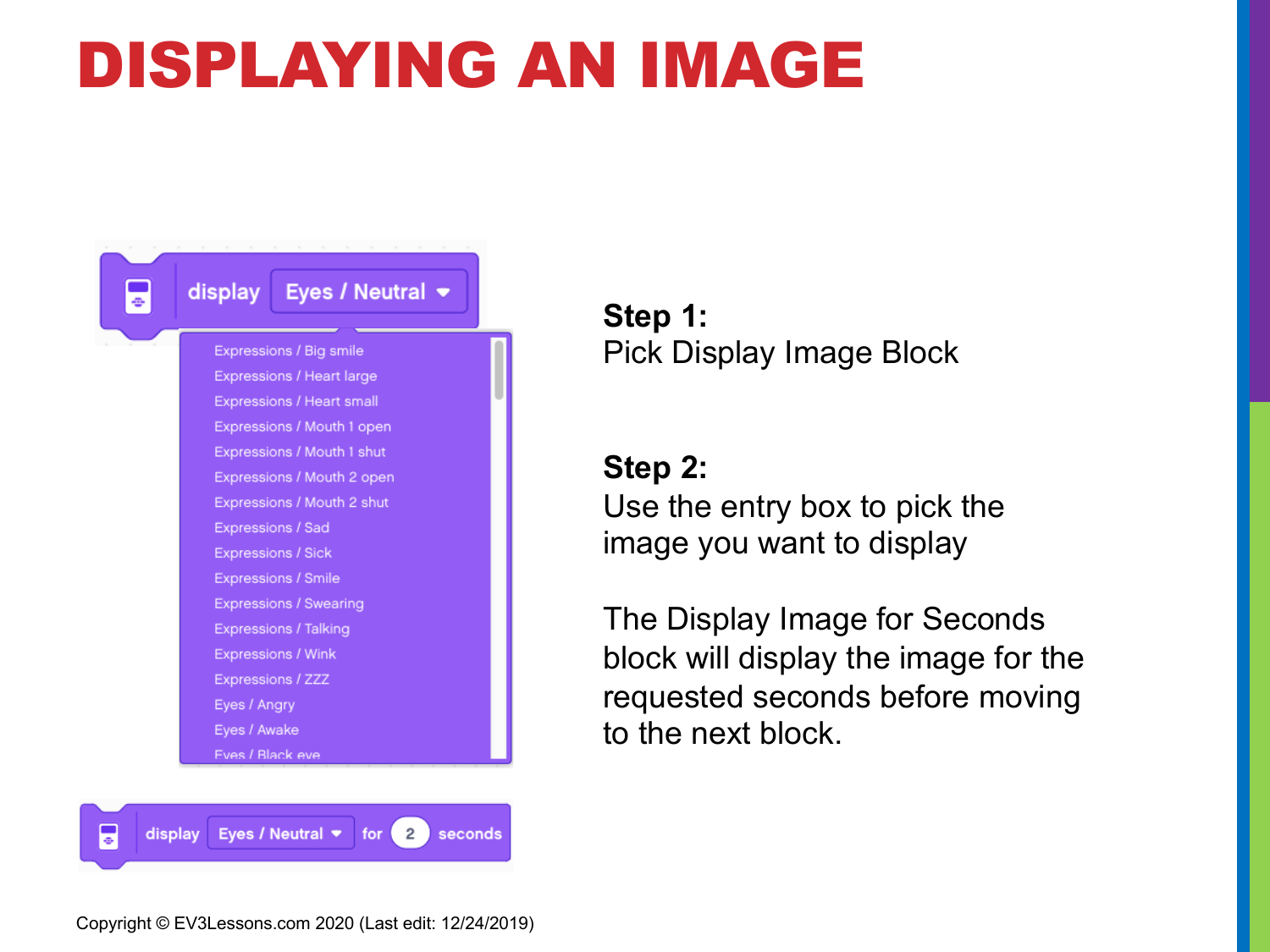# DISPLAYING AN IMAGE

display Eyes / Neutral

- Expressions / Big smile
- Expressions / Heart large
- Expressions / Heart small
- Expressions / Mouth 1 open
- Expressions / Mouth 1 shut
- Expressions / Mouth 2 open
- Expressions / Mouth 2 shut
- Expressions / Sad
- Expressions / Sick
- Expressions / Smile
- Expressions / Swearing
- Expressions / Talking
- Expressions / Wink
- Expressions / ZZZ
- Eyes / Angry
- Eyes / Awake
- Eyes / Black eye

display Eyes / Neutral for 2 seconds

**Step 1:**
Pick Display Image Block

**Step 2:**
Use the entry box to pick the image you want to display

The Display Image for Seconds block will display the image for the requested seconds before moving to the next block.

Copyright © EV3Lessons.com 2020 (Last edit: 12/24/2019)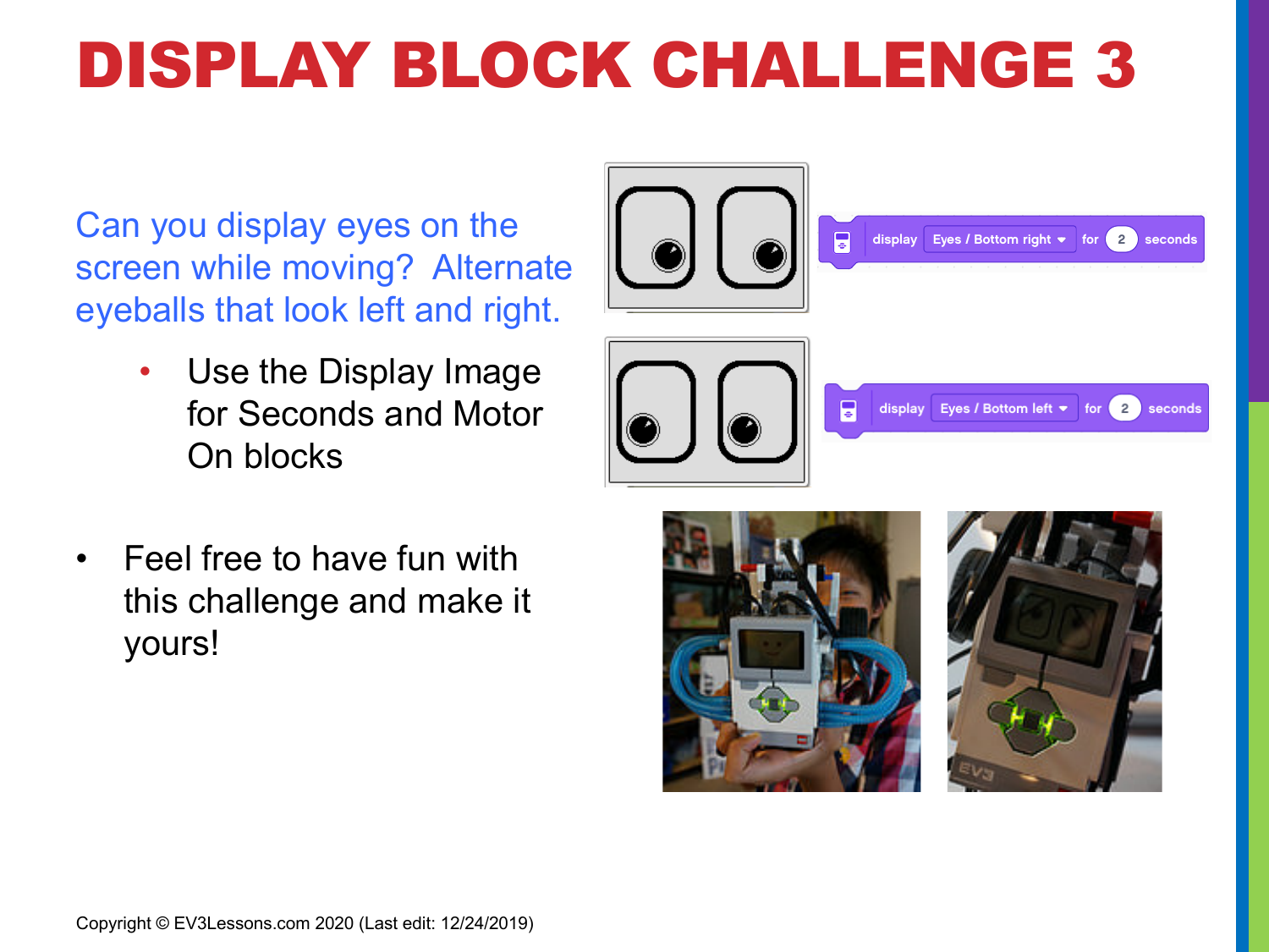# DISPLAY BLOCK CHALLENGE 3

Can you display eyes on the screen while moving? Alternate eyeballs that look left and right.

- Use the Display Image for Seconds and Motor On blocks

display Eyes / Bottom right for 2 seconds

display Eyes / Bottom left for 2 seconds

- Feel free to have fun with this challenge and make it yours!

Copyright © EV3Lessons.com 2020 (Last edit: 12/24/2019)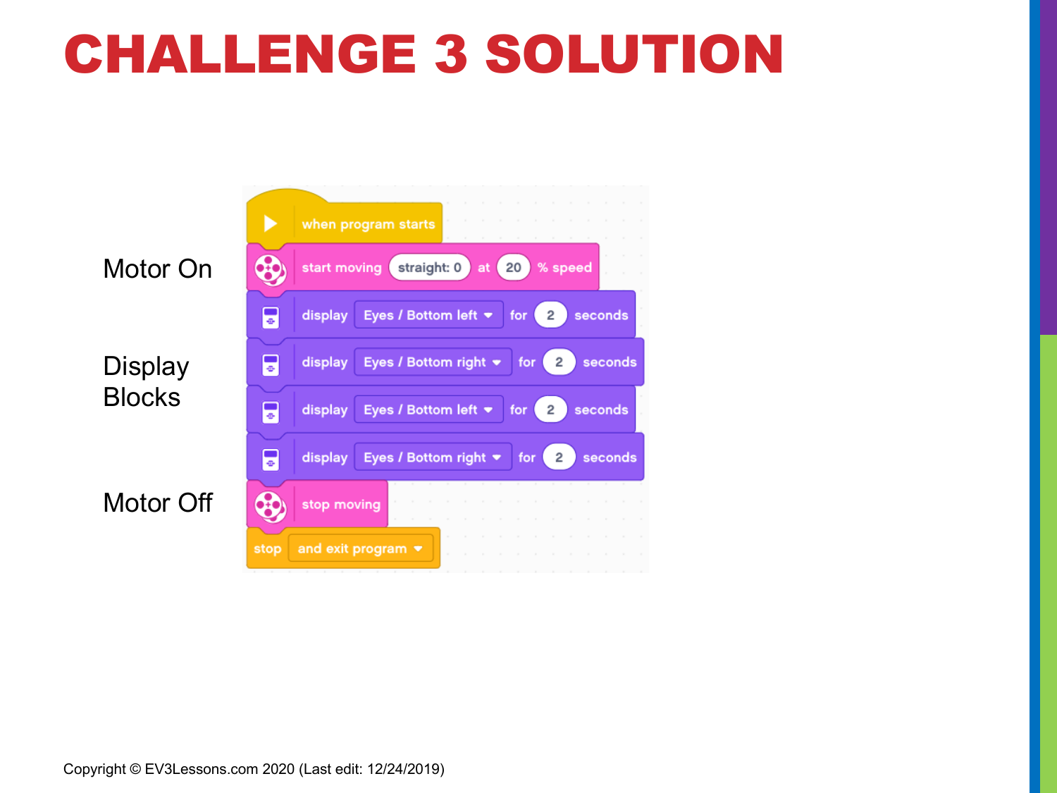# CHALLENGE 3 SOLUTION

Motor On

Display Blocks

Motor Off

```
when program starts
start moving straight: 0 at 20 % speed
display Eyes / Bottom left for 2 seconds
display Eyes / Bottom right for 2 seconds
display Eyes / Bottom left for 2 seconds
display Eyes / Bottom right for 2 seconds
stop moving
stop and exit program
```

Copyright © EV3Lessons.com 2020 (Last edit: 12/24/2019)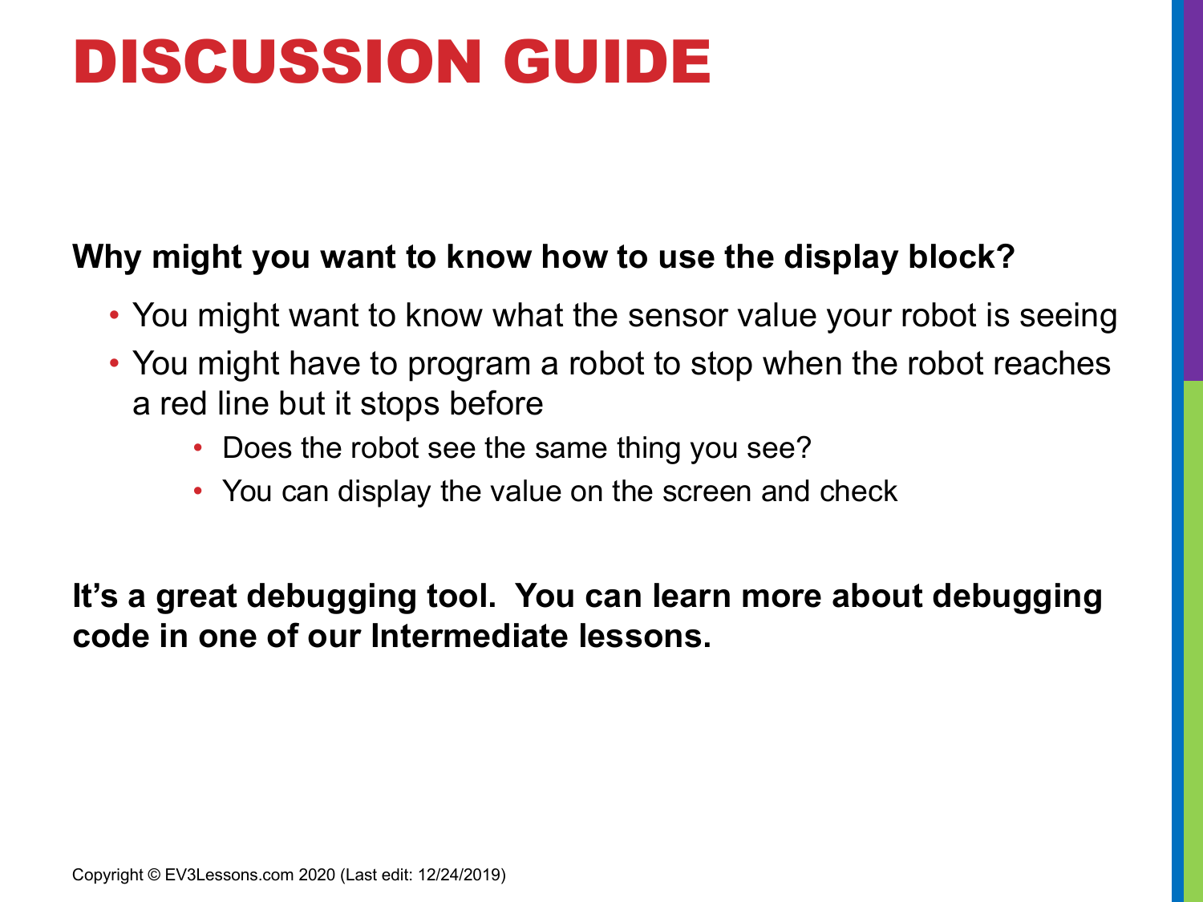# DISCUSSION GUIDE

**Why might you want to know how to use the display block?**

- You might want to know what the sensor value your robot is seeing
- You might have to program a robot to stop when the robot reaches a red line but it stops before
  - Does the robot see the same thing you see?
  - You can display the value on the screen and check

**It's a great debugging tool. You can learn more about debugging code in one of our Intermediate lessons.**

Copyright © EV3Lessons.com 2020 (Last edit: 12/24/2019)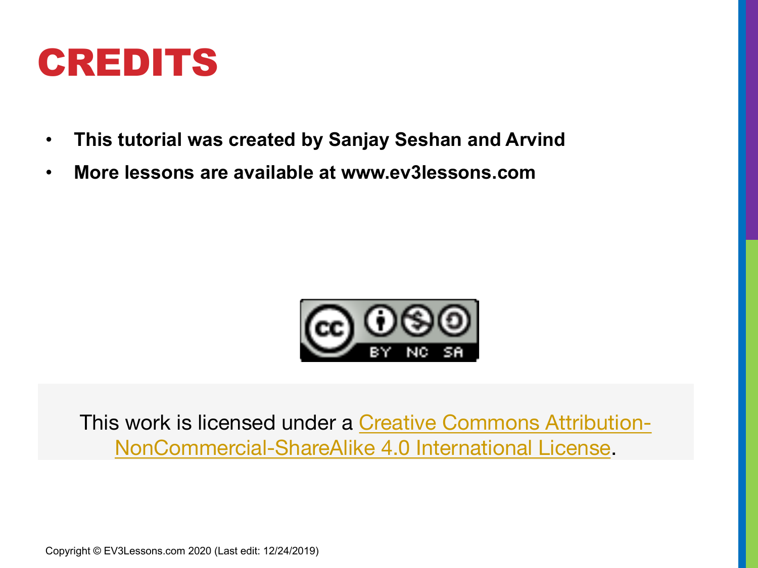# CREDITS

- **This tutorial was created by Sanjay Seshan and Arvind**
- **More lessons are available at www.ev3lessons.com**

This work is licensed under a Creative Commons Attribution-NonCommercial-ShareAlike 4.0 International License.

Copyright © EV3Lessons.com 2020 (Last edit: 12/24/2019)